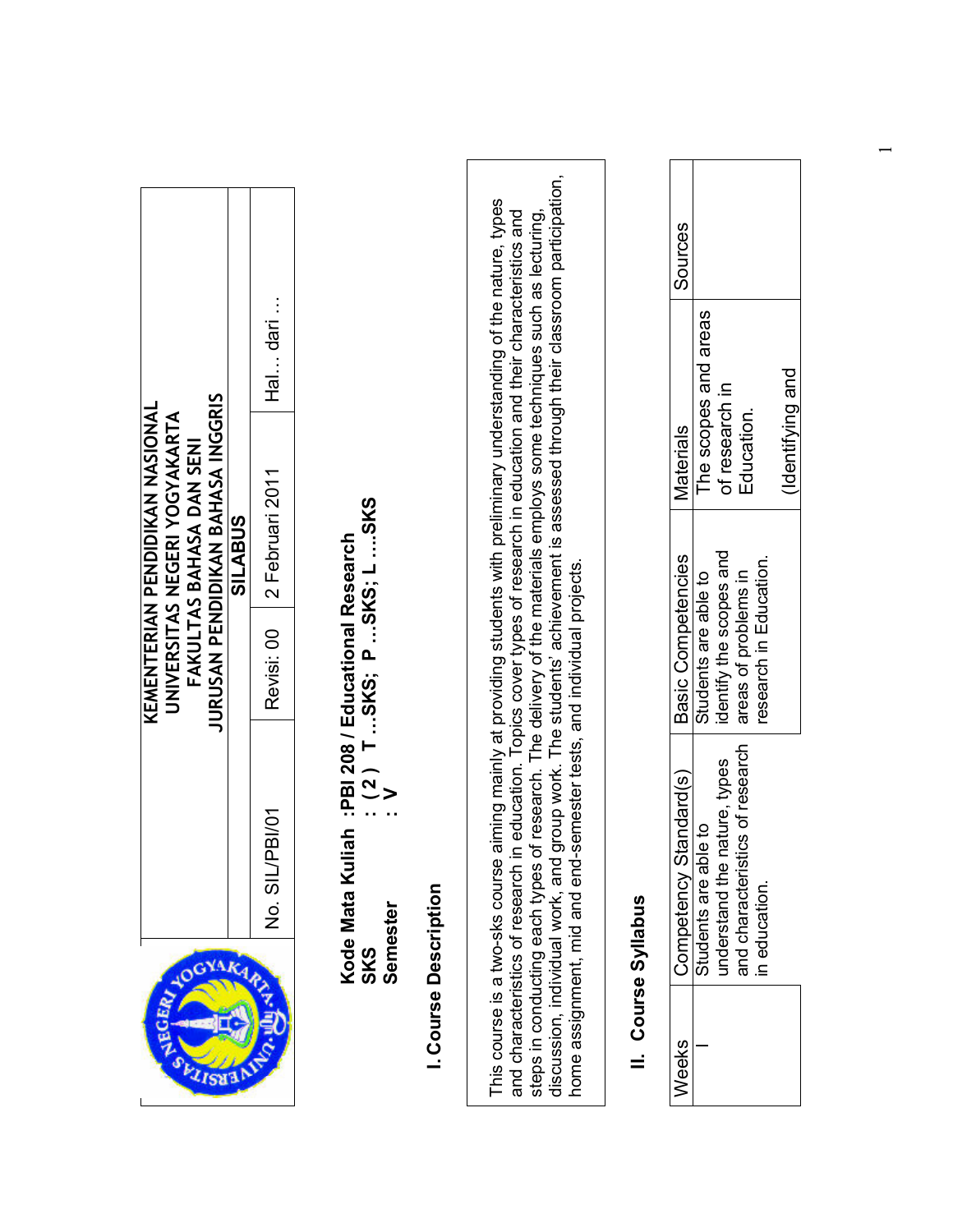| | KEMENTERIAN PENDIDIKAN NASIONAL<br>UNIVERSITAS NEGERI YOGYAKARTA<br>FAKULTAS BAHASA DAN SENI<br>JURUSAN PENDIDIKAN BAHASA INGGRIS | | |
|---|---|---|---|
| | SILABUS | | |
| No. SIL/PBI/01 | Revisi: 00 | 2 Februari 2011 | Hal… dari … |

**Kode Mata Kuliah :PBI 208 / Educational Research**
**SKS : ( 2 ) T …SKS; P …SKS; L ….SKS**
**Semester : V**

## I. Course Description

This course is a two-sks course aiming mainly at providing students with preliminary understanding of the nature, types and characteristics of research in education. Topics cover types of research in education and their characteristics and steps in conducting each types of research. The delivery of the materials employs some techniques such as lecturing, discussion, individual work, and group work. The students' achievement is assessed through their classroom participation, home assignment, mid and end-semester tests, and individual projects.

## II. Course Syllabus

| Weeks | Competency Standard(s) | Basic Competencies | Materials | Sources |
|---|---|---|---|---|
| I | Students are able to understand the nature, types and characteristics of research in education. | Students are able to identify the scopes and areas of problems in research in Education. | The scopes and areas of research in Education.<br><br>(Identifying and | |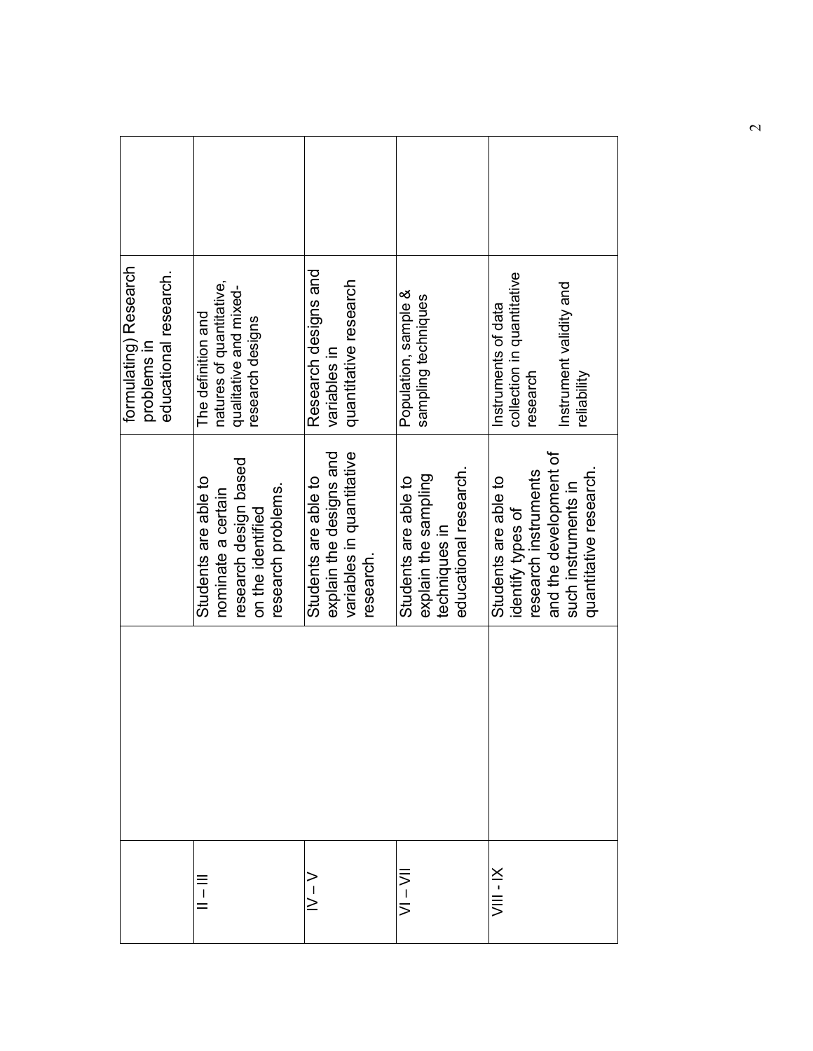|  |  |  | formulating) Research problems in educational research. |  |
| --- | --- | --- | --- | --- |
| II – III |  | Students are able to nominate a certain research design based on the identified research problems. | The definition and natures of quantitative, qualitative and mixed-research designs |  |
| IV – V |  | Students are able to explain the designs and variables in quantitative research. | Research designs and variables in quantitative research |  |
| VI – VII |  | Students are able to explain the sampling techniques in educational research. | Population, sample & sampling techniques |  |
| VIII - IX |  | Students are able to identify types of research instruments and the development of such instruments in quantitative research. | Instruments of data collection in quantitative research<br><br>Instrument validity and reliability |  |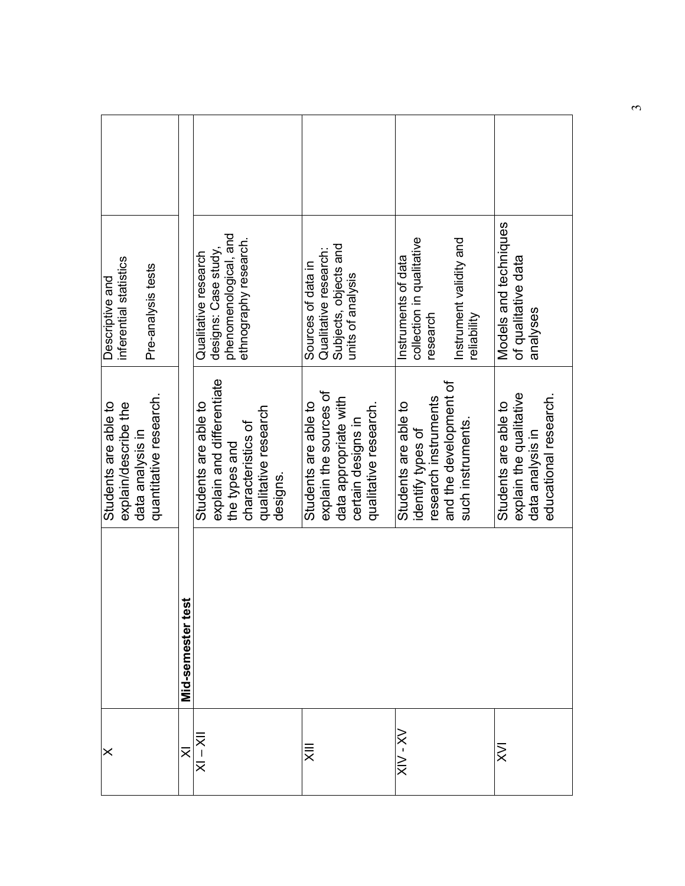| X | | Students are able to explain/describe the data analysis in quantitative research. | Descriptive and inferential statistics<br><br>Pre-analysis tests | |
|---|---|---|---|---|
| XI | **Mid-semester test** | | | |
| XI – XII | | Students are able to explain and differentiate the types and characteristics of qualitative research designs. | Qualitative research designs: Case study, phenomenological, and ethnography research. | |
| XIII | | Students are able to explain the sources of data appropriate with certain designs in qualitative research. | Sources of data in Qualitative research: Subjects, objects and units of analysis | |
| XIV - XV | | Students are able to identify types of research instruments and the development of such instruments. | Instruments of data collection in qualitative research<br><br>Instrument validity and reliability | |
| XVI | | Students are able to explain the qualitative data analysis in educational research. | Models and techniques of qualitative data analyses | |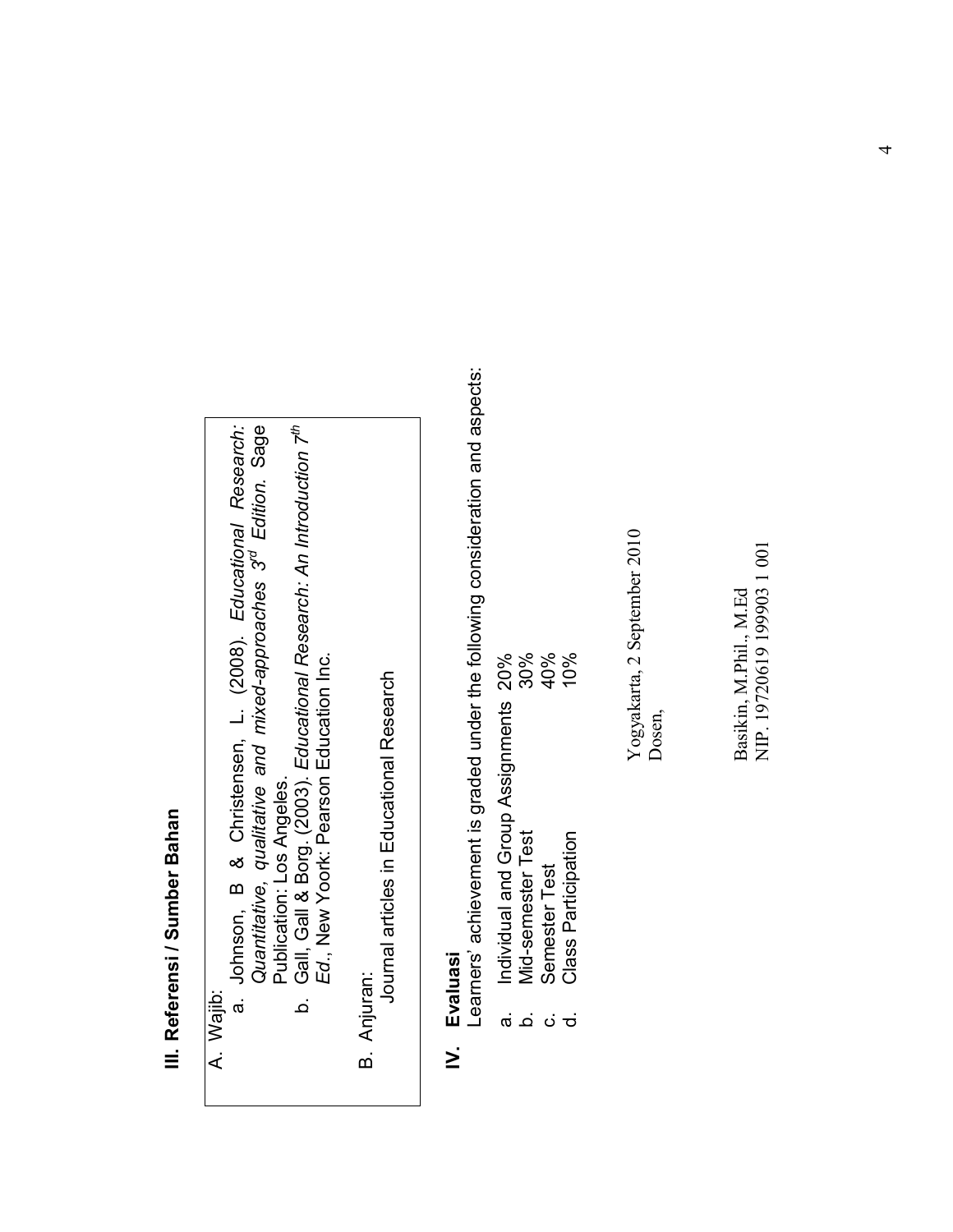## III. Referensi / Sumber Bahan

A. Wajib:

a. Johnson, B & Christensen, L. (2008). *Educational Research: Quantitative, qualitative and mixed-approaches 3rd Edition.* Sage Publication: Los Angeles.

b. Gall, Gall & Borg. (2003). *Educational Research: An Introduction 7th Ed.*, New Yoork: Pearson Education Inc.

B. Anjuran:

Journal articles in Educational Research

## IV. Evaluasi

Learners' achievement is graded under the following consideration and aspects:

| | | |
|---|---|---|
| a. | Individual and Group Assignments | 20% |
| b. | Mid-semester Test | 30% |
| c. | Semester Test | 40% |
| d. | Class Participation | 10% |

Yogyakarta, 2 September 2010
Dosen,

Basikin, M.Phil., M.Ed
NIP. 19720619 199903 1 001